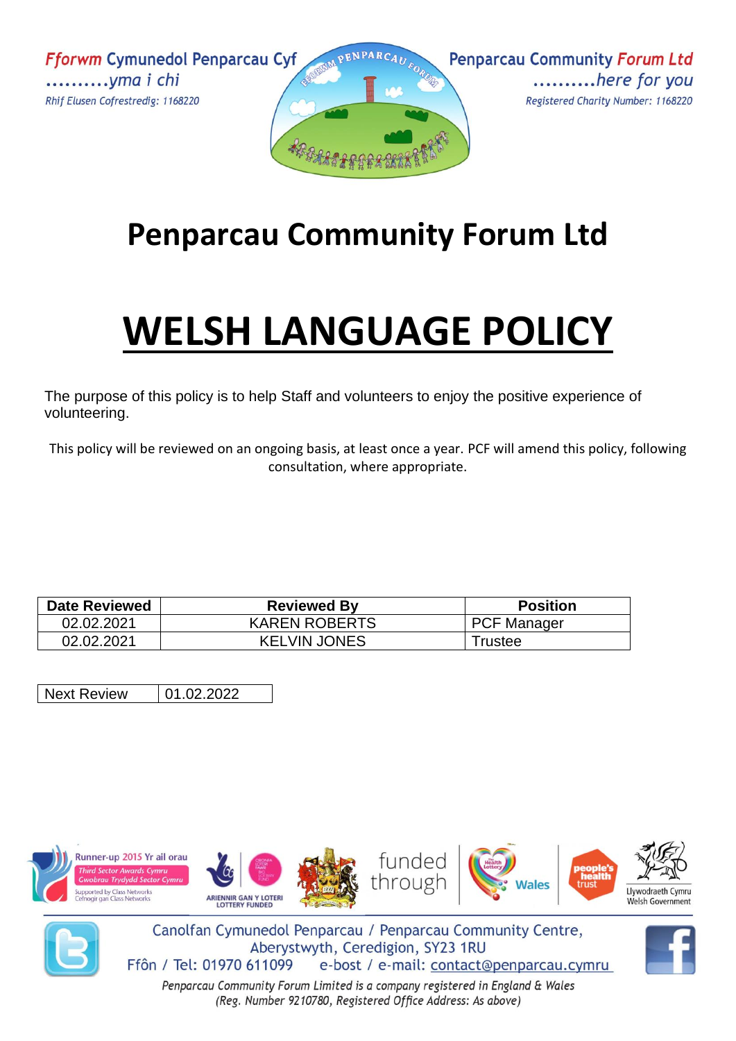Fforwm Cymunedol Penparcau Cyf
..........yma i chi
Rhif Elusen Cofrestredig: 1168220

Penparcau Community Forum Ltd
..........here for you
Registered Charity Number: 1168220

# Penparcau Community Forum Ltd

# WELSH LANGUAGE POLICY

The purpose of this policy is to help Staff and volunteers to enjoy the positive experience of volunteering.

This policy will be reviewed on an ongoing basis, at least once a year. PCF will amend this policy, following consultation, where appropriate.

| Date Reviewed | Reviewed By | Position |
| --- | --- | --- |
| 02.02.2021 | KAREN ROBERTS | PCF Manager |
| 02.02.2021 | KELVIN JONES | Trustee |

| Next Review | 01.02.2022 |
| --- | --- |

Canolfan Cymunedol Penparcau / Penparcau Community Centre,
Aberystwyth, Ceredigion, SY23 1RU
Ffôn / Tel: 01970 611099 e-bost / e-mail: contact@penparcau.cymru

*Penparcau Community Forum Limited is a company registered in England & Wales (Reg. Number 9210780, Registered Office Address: As above)*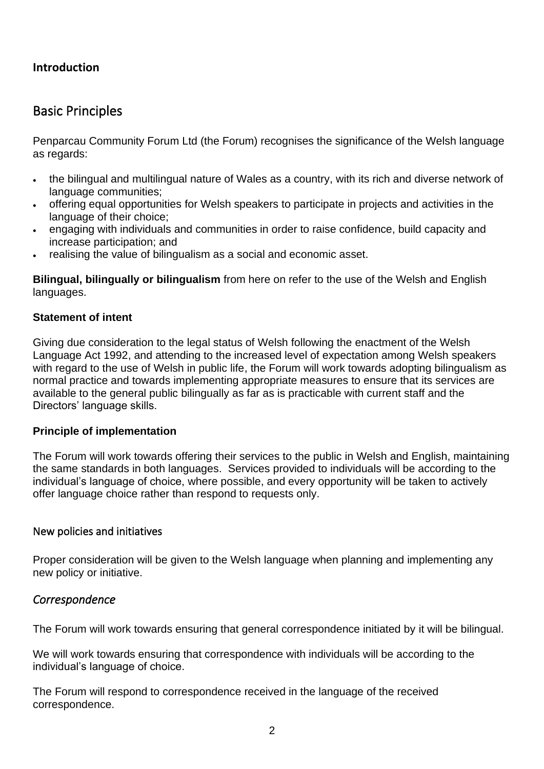**Introduction**

## Basic Principles

Penparcau Community Forum Ltd (the Forum) recognises the significance of the Welsh language as regards:

- the bilingual and multilingual nature of Wales as a country, with its rich and diverse network of language communities;
- offering equal opportunities for Welsh speakers to participate in projects and activities in the language of their choice;
- engaging with individuals and communities in order to raise confidence, build capacity and increase participation; and
- realising the value of bilingualism as a social and economic asset.

**Bilingual, bilingually or bilingualism** from here on refer to the use of the Welsh and English languages.

**Statement of intent**

Giving due consideration to the legal status of Welsh following the enactment of the Welsh Language Act 1992, and attending to the increased level of expectation among Welsh speakers with regard to the use of Welsh in public life, the Forum will work towards adopting bilingualism as normal practice and towards implementing appropriate measures to ensure that its services are available to the general public bilingually as far as is practicable with current staff and the Directors' language skills.

**Principle of implementation**

The Forum will work towards offering their services to the public in Welsh and English, maintaining the same standards in both languages. Services provided to individuals will be according to the individual's language of choice, where possible, and every opportunity will be taken to actively offer language choice rather than respond to requests only.

### New policies and initiatives

Proper consideration will be given to the Welsh language when planning and implementing any new policy or initiative.

### *Correspondence*

The Forum will work towards ensuring that general correspondence initiated by it will be bilingual.

We will work towards ensuring that correspondence with individuals will be according to the individual's language of choice.

The Forum will respond to correspondence received in the language of the received correspondence.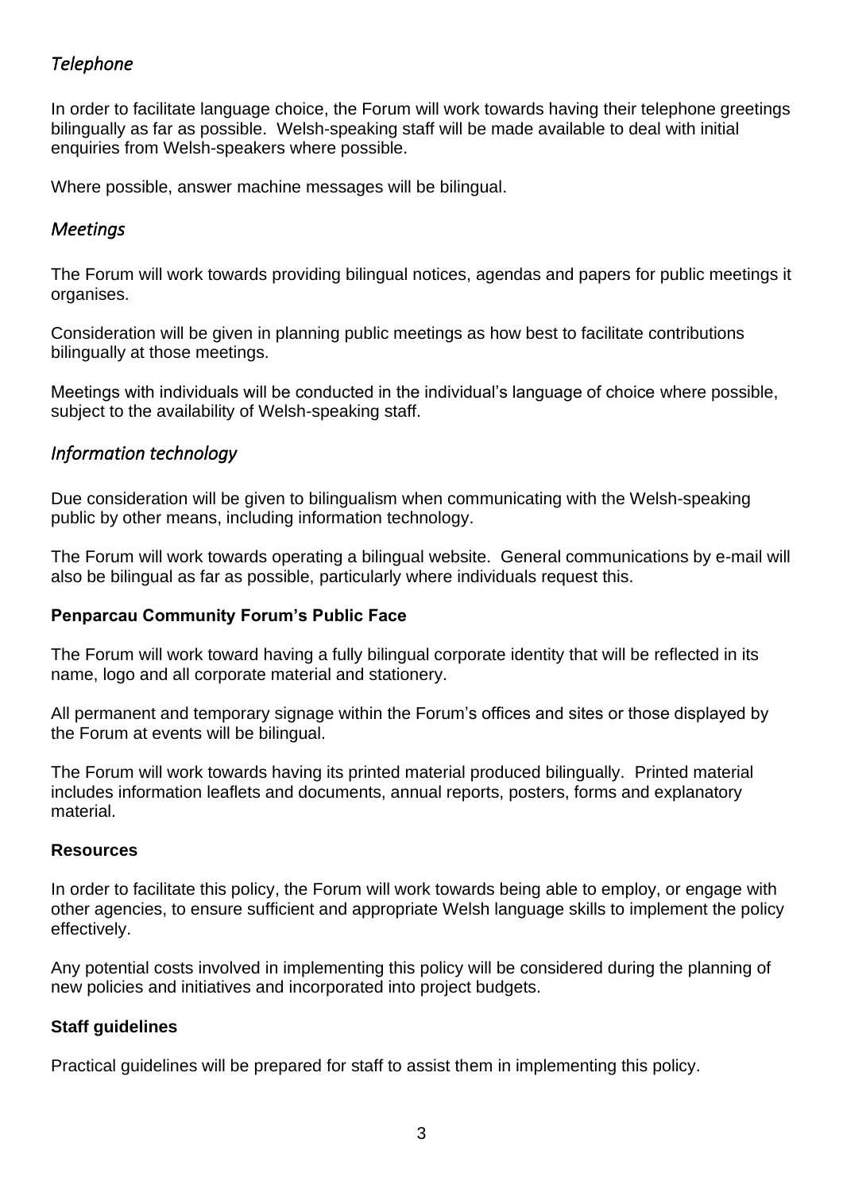### *Telephone*

In order to facilitate language choice, the Forum will work towards having their telephone greetings bilingually as far as possible. Welsh-speaking staff will be made available to deal with initial enquiries from Welsh-speakers where possible.

Where possible, answer machine messages will be bilingual.

### *Meetings*

The Forum will work towards providing bilingual notices, agendas and papers for public meetings it organises.

Consideration will be given in planning public meetings as how best to facilitate contributions bilingually at those meetings.

Meetings with individuals will be conducted in the individual's language of choice where possible, subject to the availability of Welsh-speaking staff.

### *Information technology*

Due consideration will be given to bilingualism when communicating with the Welsh-speaking public by other means, including information technology.

The Forum will work towards operating a bilingual website. General communications by e-mail will also be bilingual as far as possible, particularly where individuals request this.

**Penparcau Community Forum's Public Face**

The Forum will work toward having a fully bilingual corporate identity that will be reflected in its name, logo and all corporate material and stationery.

All permanent and temporary signage within the Forum's offices and sites or those displayed by the Forum at events will be bilingual.

The Forum will work towards having its printed material produced bilingually. Printed material includes information leaflets and documents, annual reports, posters, forms and explanatory material.

**Resources**

In order to facilitate this policy, the Forum will work towards being able to employ, or engage with other agencies, to ensure sufficient and appropriate Welsh language skills to implement the policy effectively.

Any potential costs involved in implementing this policy will be considered during the planning of new policies and initiatives and incorporated into project budgets.

**Staff guidelines**

Practical guidelines will be prepared for staff to assist them in implementing this policy.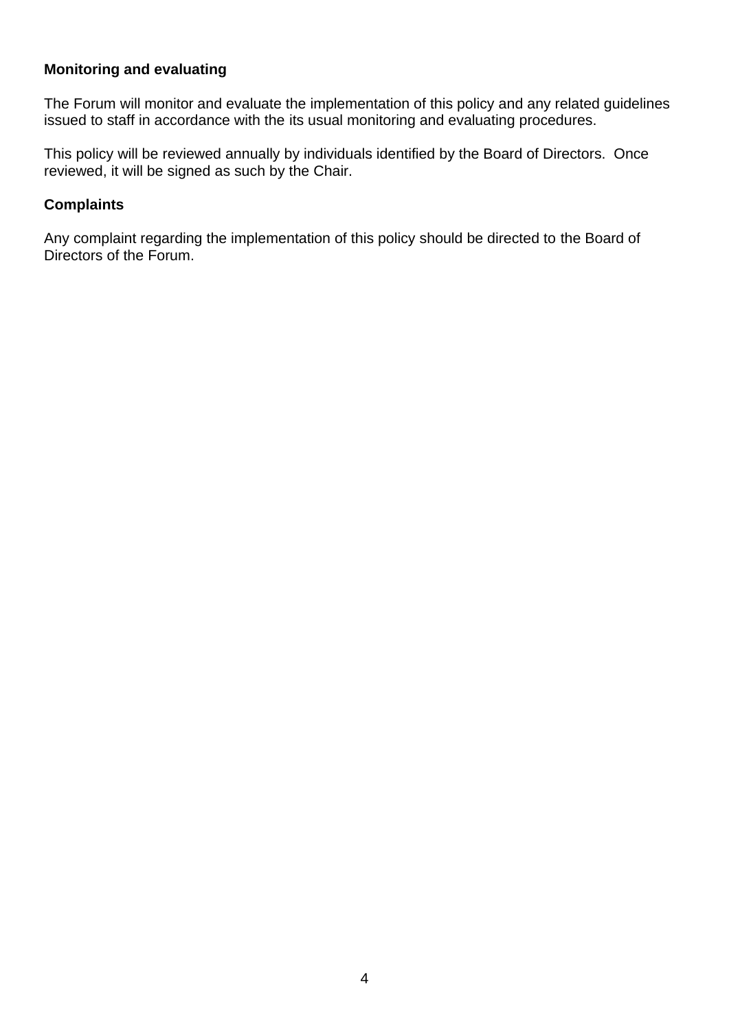**Monitoring and evaluating**

The Forum will monitor and evaluate the implementation of this policy and any related guidelines issued to staff in accordance with the its usual monitoring and evaluating procedures.

This policy will be reviewed annually by individuals identified by the Board of Directors. Once reviewed, it will be signed as such by the Chair.

**Complaints**

Any complaint regarding the implementation of this policy should be directed to the Board of Directors of the Forum.